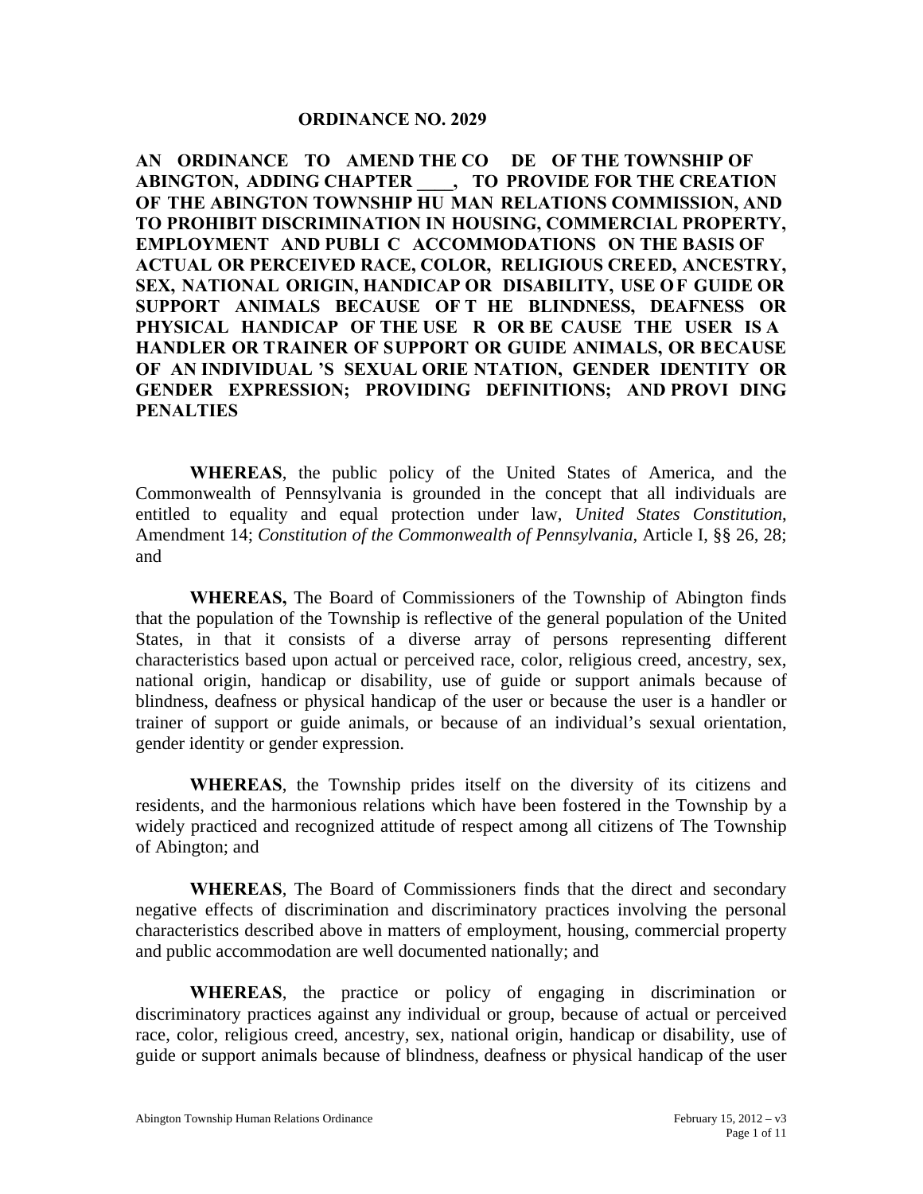# ORDINANCE NO. 2029

**AN ORDINANCE TO AMEND THE CODE OF THE TOWNSHIP OF ABINGTON, ADDING CHAPTER ____, TO PROVIDE FOR THE CREATION OF THE ABINGTON TOWNSHIP HUMAN RELATIONS COMMISSION, AND TO PROHIBIT DISCRIMINATION IN HOUSING, COMMERCIAL PROPERTY, EMPLOYMENT AND PUBLIC ACCOMMODATIONS ON THE BASIS OF ACTUAL OR PERCEIVED RACE, COLOR, RELIGIOUS CREED, ANCESTRY, SEX, NATIONAL ORIGIN, HANDICAP OR DISABILITY, USE OF GUIDE OR SUPPORT ANIMALS BECAUSE OF THE BLINDNESS, DEAFNESS OR PHYSICAL HANDICAP OF THE USER OR BECAUSE THE USER IS A HANDLER OR TRAINER OF SUPPORT OR GUIDE ANIMALS, OR BECAUSE OF AN INDIVIDUAL'S SEXUAL ORIENTATION, GENDER IDENTITY OR GENDER EXPRESSION; PROVIDING DEFINITIONS; AND PROVIDING PENALTIES**

**WHEREAS**, the public policy of the United States of America, and the Commonwealth of Pennsylvania is grounded in the concept that all individuals are entitled to equality and equal protection under law, *United States Constitution*, Amendment 14; *Constitution of the Commonwealth of Pennsylvania*, Article I, §§ 26, 28; and

**WHEREAS,** The Board of Commissioners of the Township of Abington finds that the population of the Township is reflective of the general population of the United States, in that it consists of a diverse array of persons representing different characteristics based upon actual or perceived race, color, religious creed, ancestry, sex, national origin, handicap or disability, use of guide or support animals because of blindness, deafness or physical handicap of the user or because the user is a handler or trainer of support or guide animals, or because of an individual's sexual orientation, gender identity or gender expression.

**WHEREAS**, the Township prides itself on the diversity of its citizens and residents, and the harmonious relations which have been fostered in the Township by a widely practiced and recognized attitude of respect among all citizens of The Township of Abington; and

**WHEREAS**, The Board of Commissioners finds that the direct and secondary negative effects of discrimination and discriminatory practices involving the personal characteristics described above in matters of employment, housing, commercial property and public accommodation are well documented nationally; and

**WHEREAS**, the practice or policy of engaging in discrimination or discriminatory practices against any individual or group, because of actual or perceived race, color, religious creed, ancestry, sex, national origin, handicap or disability, use of guide or support animals because of blindness, deafness or physical handicap of the user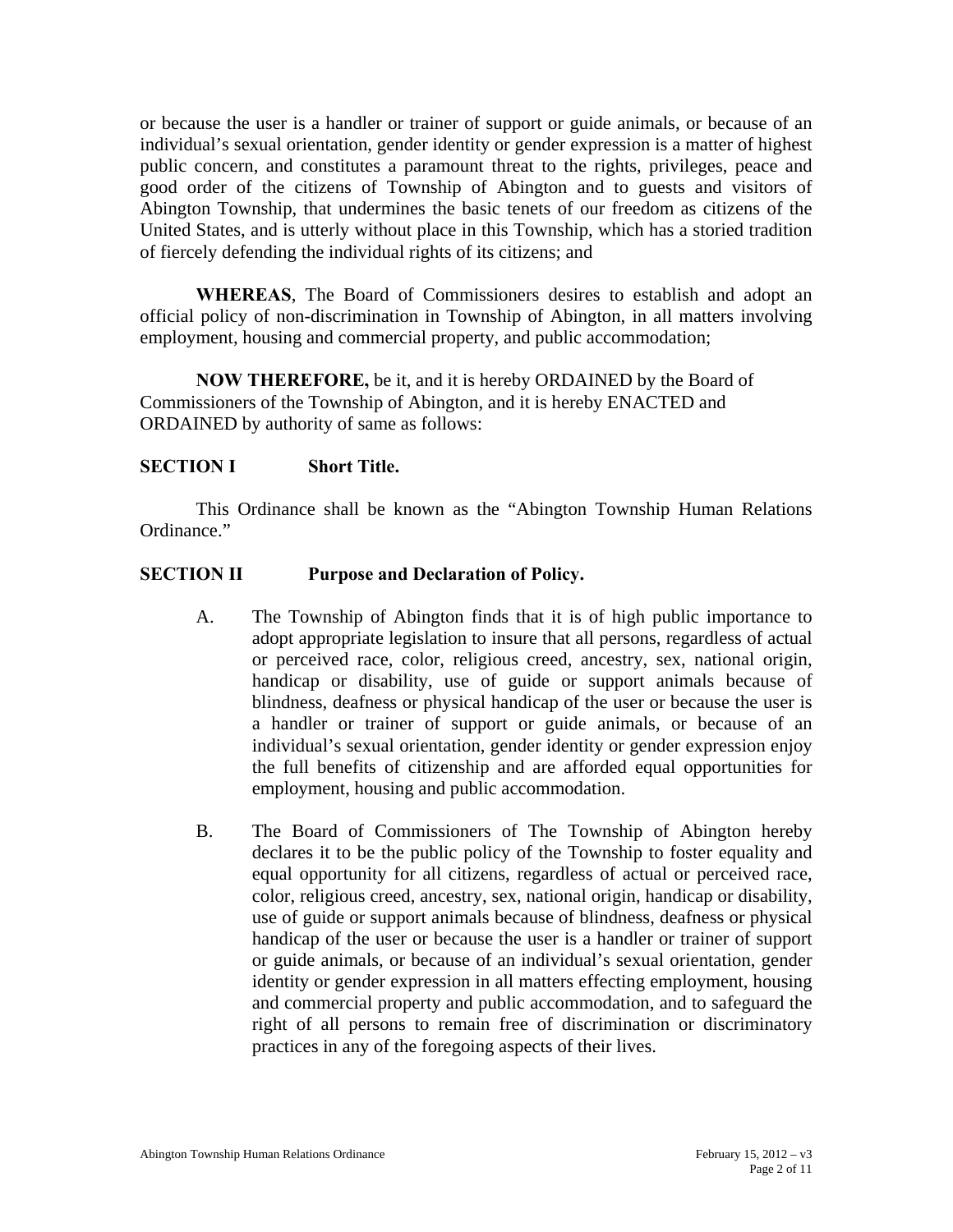or because the user is a handler or trainer of support or guide animals, or because of an individual's sexual orientation, gender identity or gender expression is a matter of highest public concern, and constitutes a paramount threat to the rights, privileges, peace and good order of the citizens of Township of Abington and to guests and visitors of Abington Township, that undermines the basic tenets of our freedom as citizens of the United States, and is utterly without place in this Township, which has a storied tradition of fiercely defending the individual rights of its citizens; and

**WHEREAS**, The Board of Commissioners desires to establish and adopt an official policy of non-discrimination in Township of Abington, in all matters involving employment, housing and commercial property, and public accommodation;

**NOW THEREFORE,** be it, and it is hereby ORDAINED by the Board of Commissioners of the Township of Abington, and it is hereby ENACTED and ORDAINED by authority of same as follows:

**SECTION I Short Title.**

This Ordinance shall be known as the "Abington Township Human Relations Ordinance."

**SECTION II Purpose and Declaration of Policy.**

A. The Township of Abington finds that it is of high public importance to adopt appropriate legislation to insure that all persons, regardless of actual or perceived race, color, religious creed, ancestry, sex, national origin, handicap or disability, use of guide or support animals because of blindness, deafness or physical handicap of the user or because the user is a handler or trainer of support or guide animals, or because of an individual's sexual orientation, gender identity or gender expression enjoy the full benefits of citizenship and are afforded equal opportunities for employment, housing and public accommodation.

B. The Board of Commissioners of The Township of Abington hereby declares it to be the public policy of the Township to foster equality and equal opportunity for all citizens, regardless of actual or perceived race, color, religious creed, ancestry, sex, national origin, handicap or disability, use of guide or support animals because of blindness, deafness or physical handicap of the user or because the user is a handler or trainer of support or guide animals, or because of an individual's sexual orientation, gender identity or gender expression in all matters effecting employment, housing and commercial property and public accommodation, and to safeguard the right of all persons to remain free of discrimination or discriminatory practices in any of the foregoing aspects of their lives.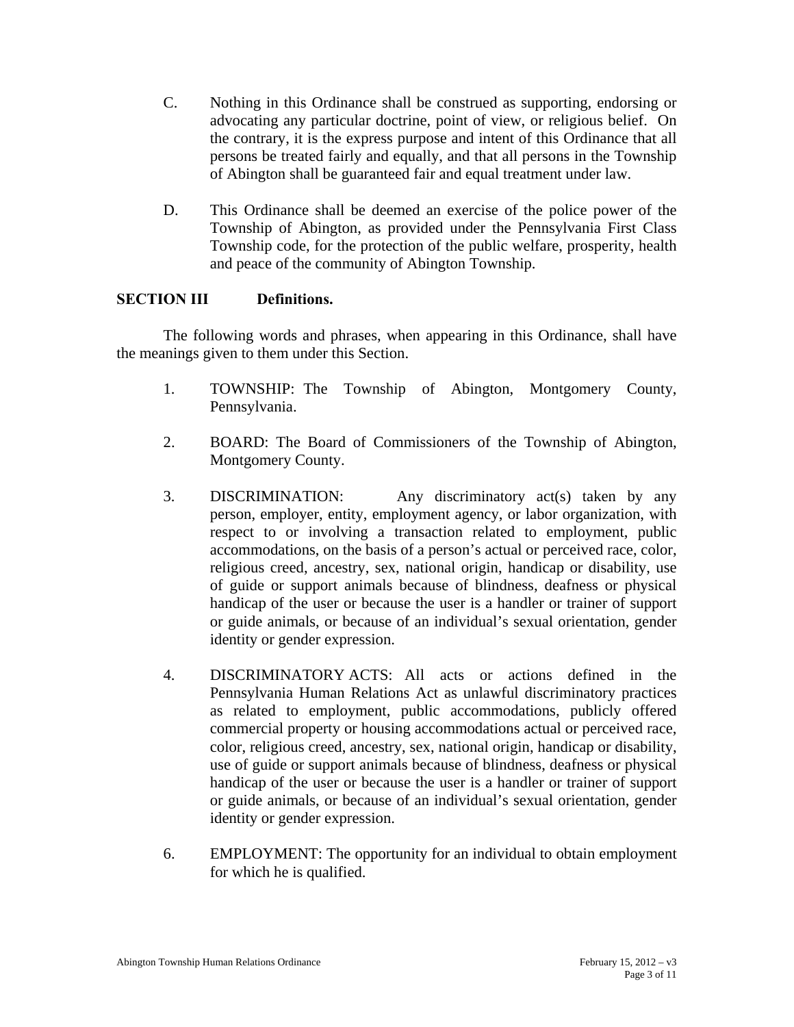C. Nothing in this Ordinance shall be construed as supporting, endorsing or advocating any particular doctrine, point of view, or religious belief. On the contrary, it is the express purpose and intent of this Ordinance that all persons be treated fairly and equally, and that all persons in the Township of Abington shall be guaranteed fair and equal treatment under law.

D. This Ordinance shall be deemed an exercise of the police power of the Township of Abington, as provided under the Pennsylvania First Class Township code, for the protection of the public welfare, prosperity, health and peace of the community of Abington Township.

## SECTION III Definitions.

The following words and phrases, when appearing in this Ordinance, shall have the meanings given to them under this Section.

1. TOWNSHIP: The Township of Abington, Montgomery County, Pennsylvania.

2. BOARD: The Board of Commissioners of the Township of Abington, Montgomery County.

3. DISCRIMINATION: Any discriminatory act(s) taken by any person, employer, entity, employment agency, or labor organization, with respect to or involving a transaction related to employment, public accommodations, on the basis of a person's actual or perceived race, color, religious creed, ancestry, sex, national origin, handicap or disability, use of guide or support animals because of blindness, deafness or physical handicap of the user or because the user is a handler or trainer of support or guide animals, or because of an individual's sexual orientation, gender identity or gender expression.

4. DISCRIMINATORY ACTS: All acts or actions defined in the Pennsylvania Human Relations Act as unlawful discriminatory practices as related to employment, public accommodations, publicly offered commercial property or housing accommodations actual or perceived race, color, religious creed, ancestry, sex, national origin, handicap or disability, use of guide or support animals because of blindness, deafness or physical handicap of the user or because the user is a handler or trainer of support or guide animals, or because of an individual's sexual orientation, gender identity or gender expression.

6. EMPLOYMENT: The opportunity for an individual to obtain employment for which he is qualified.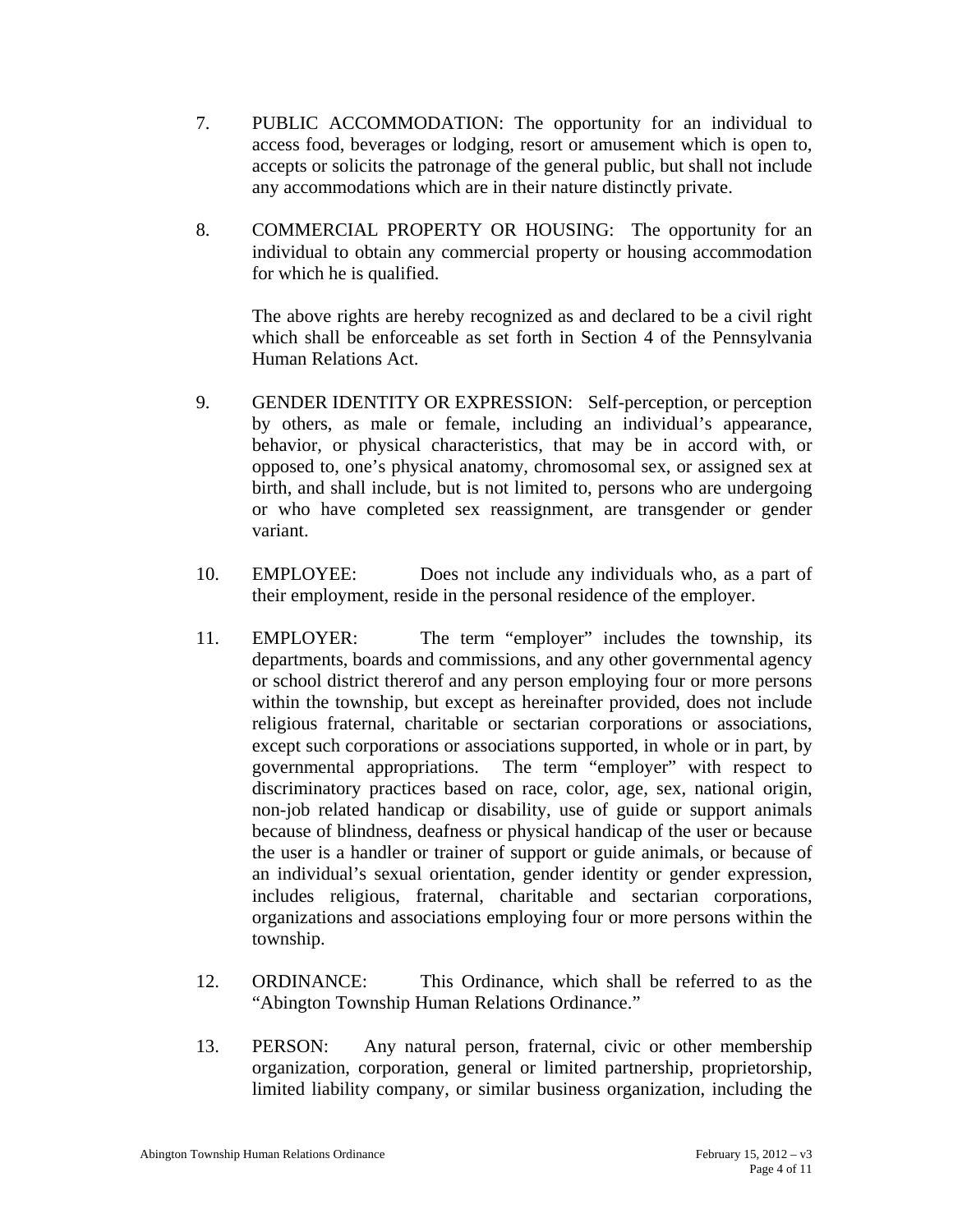7. PUBLIC ACCOMMODATION: The opportunity for an individual to access food, beverages or lodging, resort or amusement which is open to, accepts or solicits the patronage of the general public, but shall not include any accommodations which are in their nature distinctly private.

8. COMMERCIAL PROPERTY OR HOUSING: The opportunity for an individual to obtain any commercial property or housing accommodation for which he is qualified.

   The above rights are hereby recognized as and declared to be a civil right which shall be enforceable as set forth in Section 4 of the Pennsylvania Human Relations Act.

9. GENDER IDENTITY OR EXPRESSION: Self-perception, or perception by others, as male or female, including an individual's appearance, behavior, or physical characteristics, that may be in accord with, or opposed to, one's physical anatomy, chromosomal sex, or assigned sex at birth, and shall include, but is not limited to, persons who are undergoing or who have completed sex reassignment, are transgender or gender variant.

10. EMPLOYEE: Does not include any individuals who, as a part of their employment, reside in the personal residence of the employer.

11. EMPLOYER: The term "employer" includes the township, its departments, boards and commissions, and any other governmental agency or school district thererof and any person employing four or more persons within the township, but except as hereinafter provided, does not include religious fraternal, charitable or sectarian corporations or associations, except such corporations or associations supported, in whole or in part, by governmental appropriations. The term "employer" with respect to discriminatory practices based on race, color, age, sex, national origin, non-job related handicap or disability, use of guide or support animals because of blindness, deafness or physical handicap of the user or because the user is a handler or trainer of support or guide animals, or because of an individual's sexual orientation, gender identity or gender expression, includes religious, fraternal, charitable and sectarian corporations, organizations and associations employing four or more persons within the township.

12. ORDINANCE: This Ordinance, which shall be referred to as the "Abington Township Human Relations Ordinance."

13. PERSON: Any natural person, fraternal, civic or other membership organization, corporation, general or limited partnership, proprietorship, limited liability company, or similar business organization, including the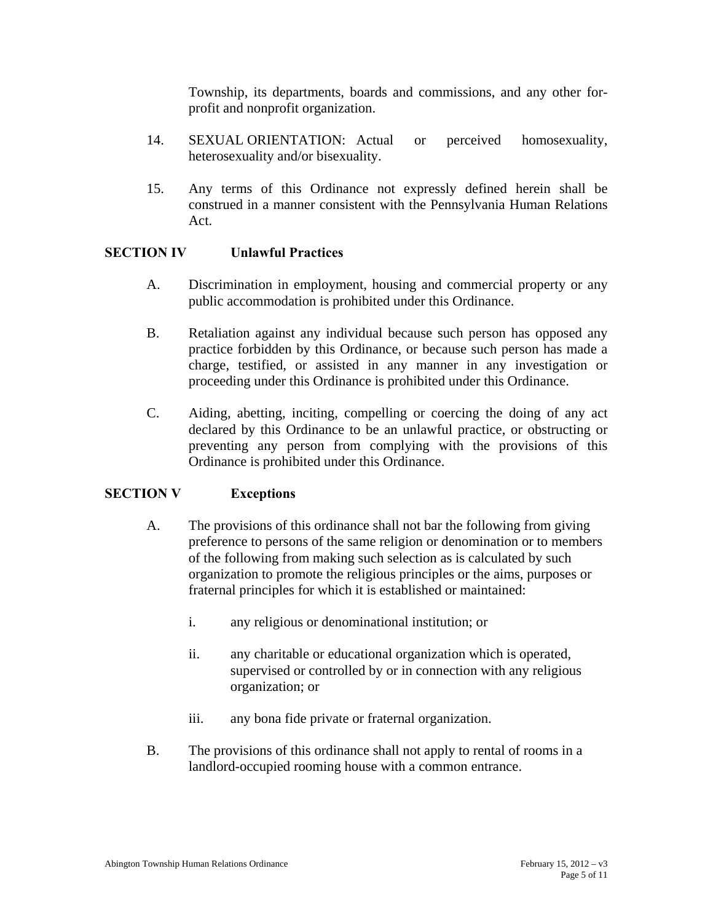Township, its departments, boards and commissions, and any other for-profit and nonprofit organization.

14. SEXUAL ORIENTATION: Actual or perceived homosexuality, heterosexuality and/or bisexuality.

15. Any terms of this Ordinance not expressly defined herein shall be construed in a manner consistent with the Pennsylvania Human Relations Act.

## SECTION IV Unlawful Practices

A. Discrimination in employment, housing and commercial property or any public accommodation is prohibited under this Ordinance.

B. Retaliation against any individual because such person has opposed any practice forbidden by this Ordinance, or because such person has made a charge, testified, or assisted in any manner in any investigation or proceeding under this Ordinance is prohibited under this Ordinance.

C. Aiding, abetting, inciting, compelling or coercing the doing of any act declared by this Ordinance to be an unlawful practice, or obstructing or preventing any person from complying with the provisions of this Ordinance is prohibited under this Ordinance.

## SECTION V Exceptions

A. The provisions of this ordinance shall not bar the following from giving preference to persons of the same religion or denomination or to members of the following from making such selection as is calculated by such organization to promote the religious principles or the aims, purposes or fraternal principles for which it is established or maintained:

   i. any religious or denominational institution; or

   ii. any charitable or educational organization which is operated, supervised or controlled by or in connection with any religious organization; or

   iii. any bona fide private or fraternal organization.

B. The provisions of this ordinance shall not apply to rental of rooms in a landlord-occupied rooming house with a common entrance.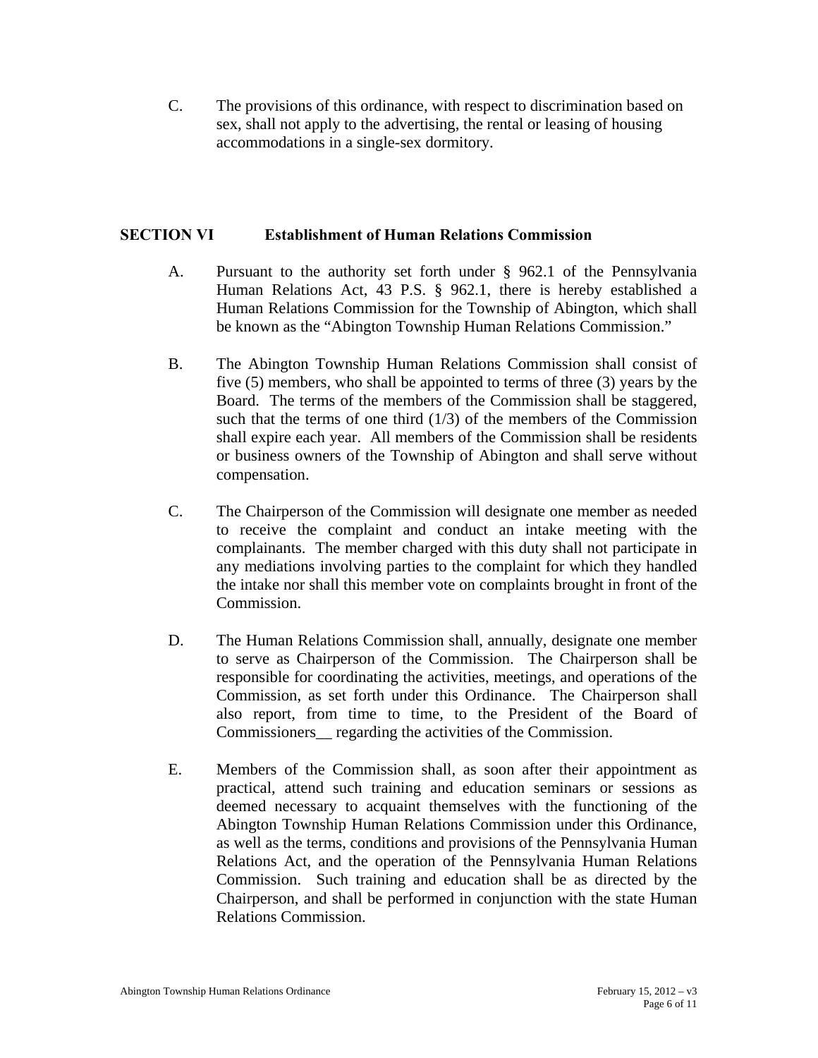C. The provisions of this ordinance, with respect to discrimination based on sex, shall not apply to the advertising, the rental or leasing of housing accommodations in a single-sex dormitory.

## SECTION VI Establishment of Human Relations Commission

A. Pursuant to the authority set forth under § 962.1 of the Pennsylvania Human Relations Act, 43 P.S. § 962.1, there is hereby established a Human Relations Commission for the Township of Abington, which shall be known as the "Abington Township Human Relations Commission."

B. The Abington Township Human Relations Commission shall consist of five (5) members, who shall be appointed to terms of three (3) years by the Board. The terms of the members of the Commission shall be staggered, such that the terms of one third (1/3) of the members of the Commission shall expire each year. All members of the Commission shall be residents or business owners of the Township of Abington and shall serve without compensation.

C. The Chairperson of the Commission will designate one member as needed to receive the complaint and conduct an intake meeting with the complainants. The member charged with this duty shall not participate in any mediations involving parties to the complaint for which they handled the intake nor shall this member vote on complaints brought in front of the Commission.

D. The Human Relations Commission shall, annually, designate one member to serve as Chairperson of the Commission. The Chairperson shall be responsible for coordinating the activities, meetings, and operations of the Commission, as set forth under this Ordinance. The Chairperson shall also report, from time to time, to the President of the Board of Commissioners__ regarding the activities of the Commission.

E. Members of the Commission shall, as soon after their appointment as practical, attend such training and education seminars or sessions as deemed necessary to acquaint themselves with the functioning of the Abington Township Human Relations Commission under this Ordinance, as well as the terms, conditions and provisions of the Pennsylvania Human Relations Act, and the operation of the Pennsylvania Human Relations Commission. Such training and education shall be as directed by the Chairperson, and shall be performed in conjunction with the state Human Relations Commission.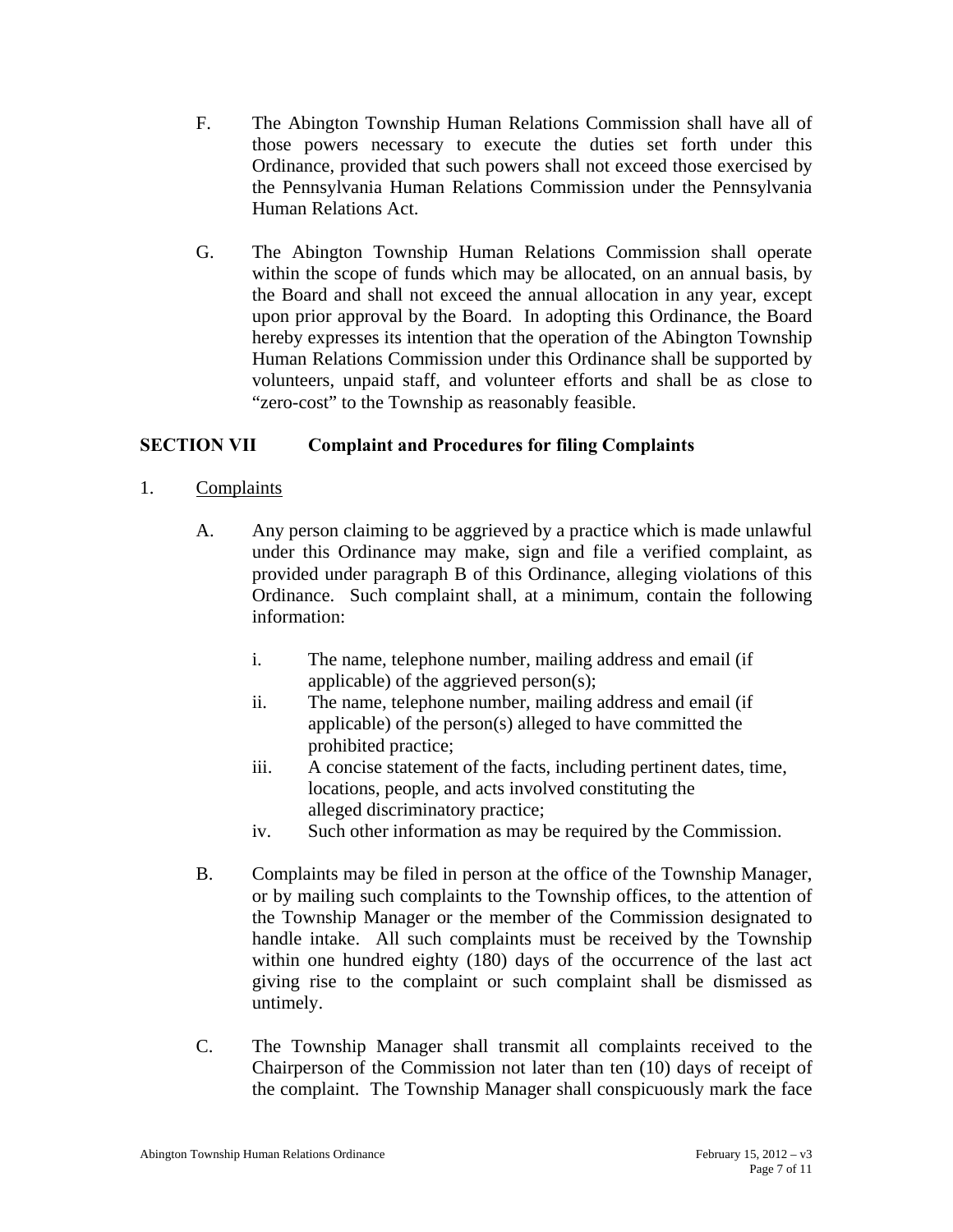F. The Abington Township Human Relations Commission shall have all of those powers necessary to execute the duties set forth under this Ordinance, provided that such powers shall not exceed those exercised by the Pennsylvania Human Relations Commission under the Pennsylvania Human Relations Act.

G. The Abington Township Human Relations Commission shall operate within the scope of funds which may be allocated, on an annual basis, by the Board and shall not exceed the annual allocation in any year, except upon prior approval by the Board. In adopting this Ordinance, the Board hereby expresses its intention that the operation of the Abington Township Human Relations Commission under this Ordinance shall be supported by volunteers, unpaid staff, and volunteer efforts and shall be as close to "zero-cost" to the Township as reasonably feasible.

## SECTION VII Complaint and Procedures for filing Complaints

1. Complaints

A. Any person claiming to be aggrieved by a practice which is made unlawful under this Ordinance may make, sign and file a verified complaint, as provided under paragraph B of this Ordinance, alleging violations of this Ordinance. Such complaint shall, at a minimum, contain the following information:

i. The name, telephone number, mailing address and email (if applicable) of the aggrieved person(s);

ii. The name, telephone number, mailing address and email (if applicable) of the person(s) alleged to have committed the prohibited practice;

iii. A concise statement of the facts, including pertinent dates, time, locations, people, and acts involved constituting the alleged discriminatory practice;

iv. Such other information as may be required by the Commission.

B. Complaints may be filed in person at the office of the Township Manager, or by mailing such complaints to the Township offices, to the attention of the Township Manager or the member of the Commission designated to handle intake. All such complaints must be received by the Township within one hundred eighty (180) days of the occurrence of the last act giving rise to the complaint or such complaint shall be dismissed as untimely.

C. The Township Manager shall transmit all complaints received to the Chairperson of the Commission not later than ten (10) days of receipt of the complaint. The Township Manager shall conspicuously mark the face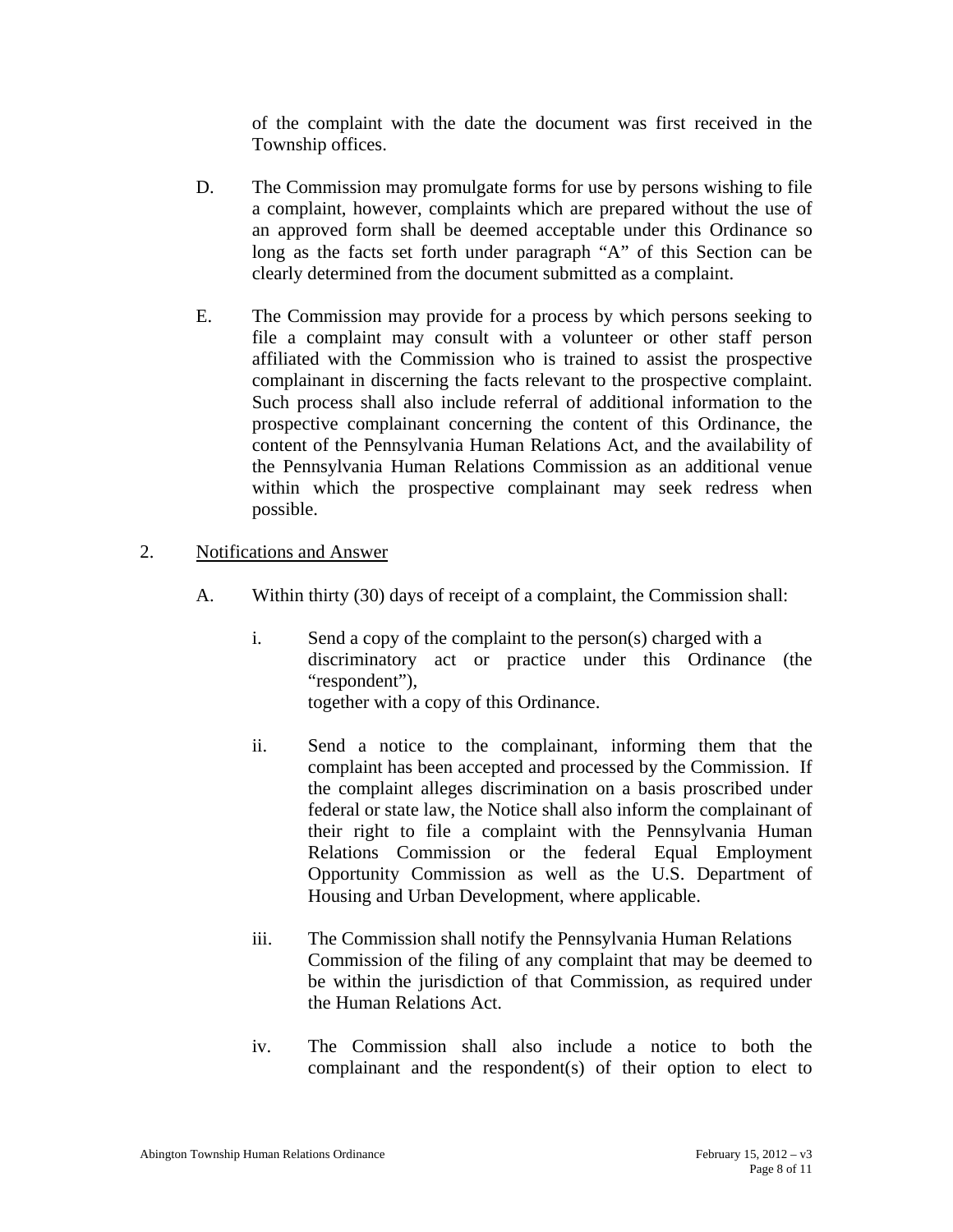of the complaint with the date the document was first received in the Township offices.

D. The Commission may promulgate forms for use by persons wishing to file a complaint, however, complaints which are prepared without the use of an approved form shall be deemed acceptable under this Ordinance so long as the facts set forth under paragraph "A" of this Section can be clearly determined from the document submitted as a complaint.

E. The Commission may provide for a process by which persons seeking to file a complaint may consult with a volunteer or other staff person affiliated with the Commission who is trained to assist the prospective complainant in discerning the facts relevant to the prospective complaint. Such process shall also include referral of additional information to the prospective complainant concerning the content of this Ordinance, the content of the Pennsylvania Human Relations Act, and the availability of the Pennsylvania Human Relations Commission as an additional venue within which the prospective complainant may seek redress when possible.

2. <u>Notifications and Answer</u>

A. Within thirty (30) days of receipt of a complaint, the Commission shall:

i. Send a copy of the complaint to the person(s) charged with a discriminatory act or practice under this Ordinance (the "respondent"), together with a copy of this Ordinance.

ii. Send a notice to the complainant, informing them that the complaint has been accepted and processed by the Commission. If the complaint alleges discrimination on a basis proscribed under federal or state law, the Notice shall also inform the complainant of their right to file a complaint with the Pennsylvania Human Relations Commission or the federal Equal Employment Opportunity Commission as well as the U.S. Department of Housing and Urban Development, where applicable.

iii. The Commission shall notify the Pennsylvania Human Relations Commission of the filing of any complaint that may be deemed to be within the jurisdiction of that Commission, as required under the Human Relations Act.

iv. The Commission shall also include a notice to both the complainant and the respondent(s) of their option to elect to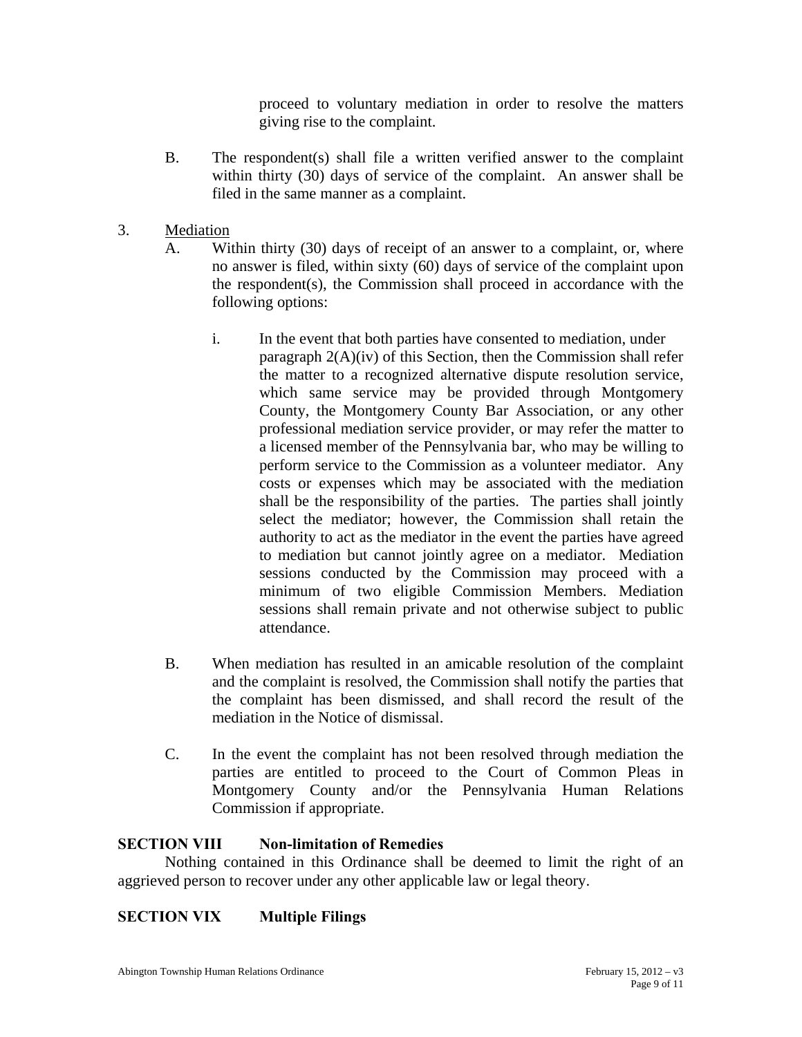proceed to voluntary mediation in order to resolve the matters giving rise to the complaint.

B. The respondent(s) shall file a written verified answer to the complaint within thirty (30) days of service of the complaint. An answer shall be filed in the same manner as a complaint.

3. <u>Mediation</u>

A. Within thirty (30) days of receipt of an answer to a complaint, or, where no answer is filed, within sixty (60) days of service of the complaint upon the respondent(s), the Commission shall proceed in accordance with the following options:

i. In the event that both parties have consented to mediation, under paragraph 2(A)(iv) of this Section, then the Commission shall refer the matter to a recognized alternative dispute resolution service, which same service may be provided through Montgomery County, the Montgomery County Bar Association, or any other professional mediation service provider, or may refer the matter to a licensed member of the Pennsylvania bar, who may be willing to perform service to the Commission as a volunteer mediator. Any costs or expenses which may be associated with the mediation shall be the responsibility of the parties. The parties shall jointly select the mediator; however, the Commission shall retain the authority to act as the mediator in the event the parties have agreed to mediation but cannot jointly agree on a mediator. Mediation sessions conducted by the Commission may proceed with a minimum of two eligible Commission Members. Mediation sessions shall remain private and not otherwise subject to public attendance.

B. When mediation has resulted in an amicable resolution of the complaint and the complaint is resolved, the Commission shall notify the parties that the complaint has been dismissed, and shall record the result of the mediation in the Notice of dismissal.

C. In the event the complaint has not been resolved through mediation the parties are entitled to proceed to the Court of Common Pleas in Montgomery County and/or the Pennsylvania Human Relations Commission if appropriate.

## SECTION VIII Non-limitation of Remedies

Nothing contained in this Ordinance shall be deemed to limit the right of an aggrieved person to recover under any other applicable law or legal theory.

## SECTION VIX Multiple Filings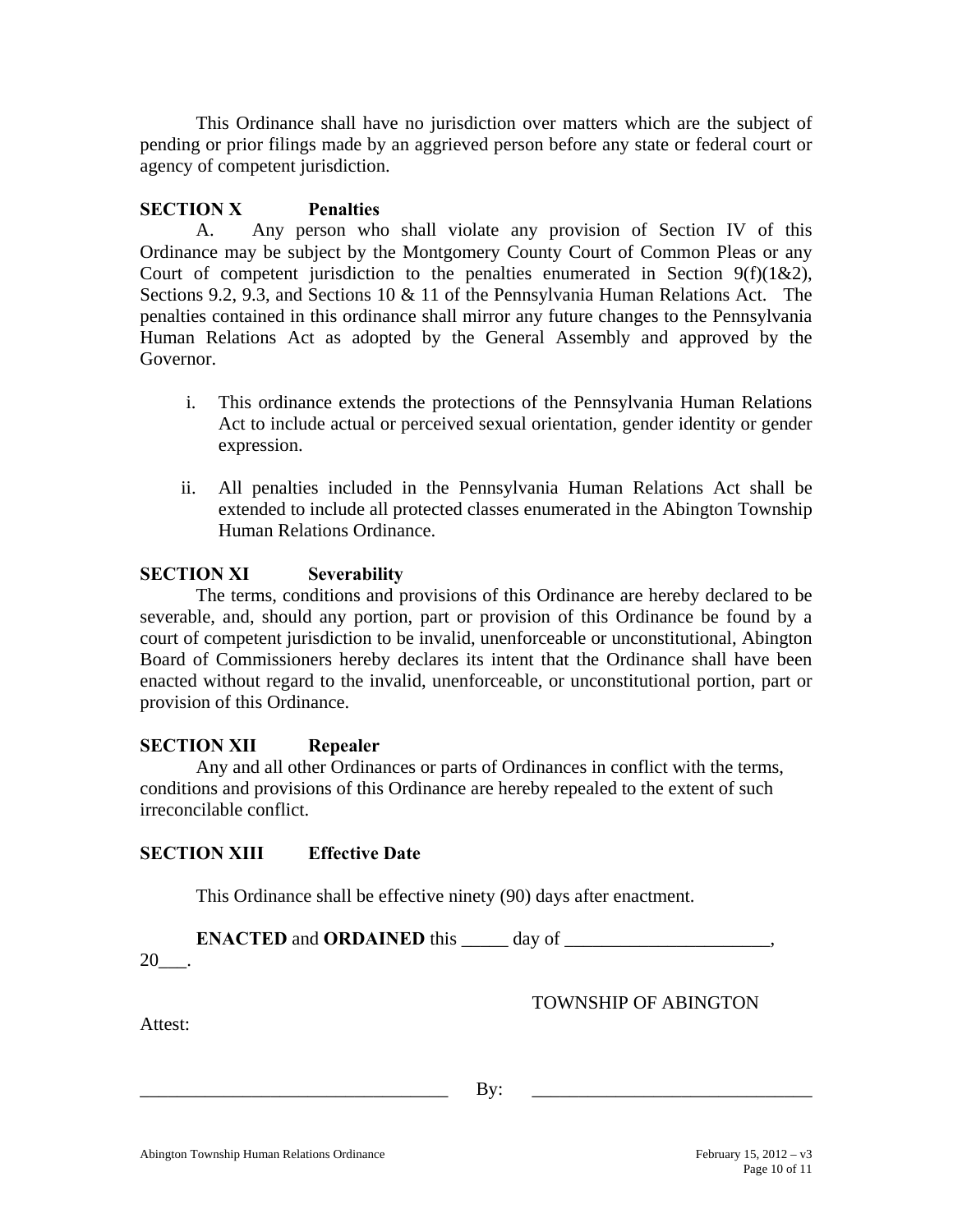This Ordinance shall have no jurisdiction over matters which are the subject of pending or prior filings made by an aggrieved person before any state or federal court or agency of competent jurisdiction.

**SECTION X Penalties**

A. Any person who shall violate any provision of Section IV of this Ordinance may be subject by the Montgomery County Court of Common Pleas or any Court of competent jurisdiction to the penalties enumerated in Section 9(f)(1&2), Sections 9.2, 9.3, and Sections 10 & 11 of the Pennsylvania Human Relations Act. The penalties contained in this ordinance shall mirror any future changes to the Pennsylvania Human Relations Act as adopted by the General Assembly and approved by the Governor.

i. This ordinance extends the protections of the Pennsylvania Human Relations Act to include actual or perceived sexual orientation, gender identity or gender expression.

ii. All penalties included in the Pennsylvania Human Relations Act shall be extended to include all protected classes enumerated in the Abington Township Human Relations Ordinance.

**SECTION XI Severability**

The terms, conditions and provisions of this Ordinance are hereby declared to be severable, and, should any portion, part or provision of this Ordinance be found by a court of competent jurisdiction to be invalid, unenforceable or unconstitutional, Abington Board of Commissioners hereby declares its intent that the Ordinance shall have been enacted without regard to the invalid, unenforceable, or unconstitutional portion, part or provision of this Ordinance.

**SECTION XII Repealer**

Any and all other Ordinances or parts of Ordinances in conflict with the terms, conditions and provisions of this Ordinance are hereby repealed to the extent of such irreconcilable conflict.

**SECTION XIII Effective Date**

This Ordinance shall be effective ninety (90) days after enactment.

**ENACTED** and **ORDAINED** this _____ day of ______________________, 20___.

TOWNSHIP OF ABINGTON

Attest:

_________________________________ By: ______________________________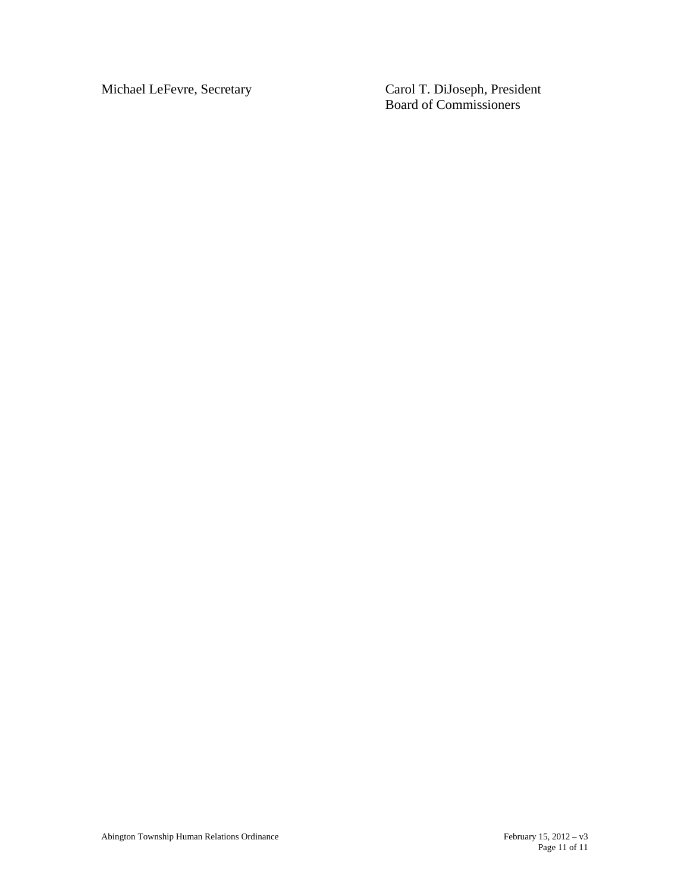Michael LeFevre, Secretary

Carol T. DiJoseph, President
Board of Commissioners